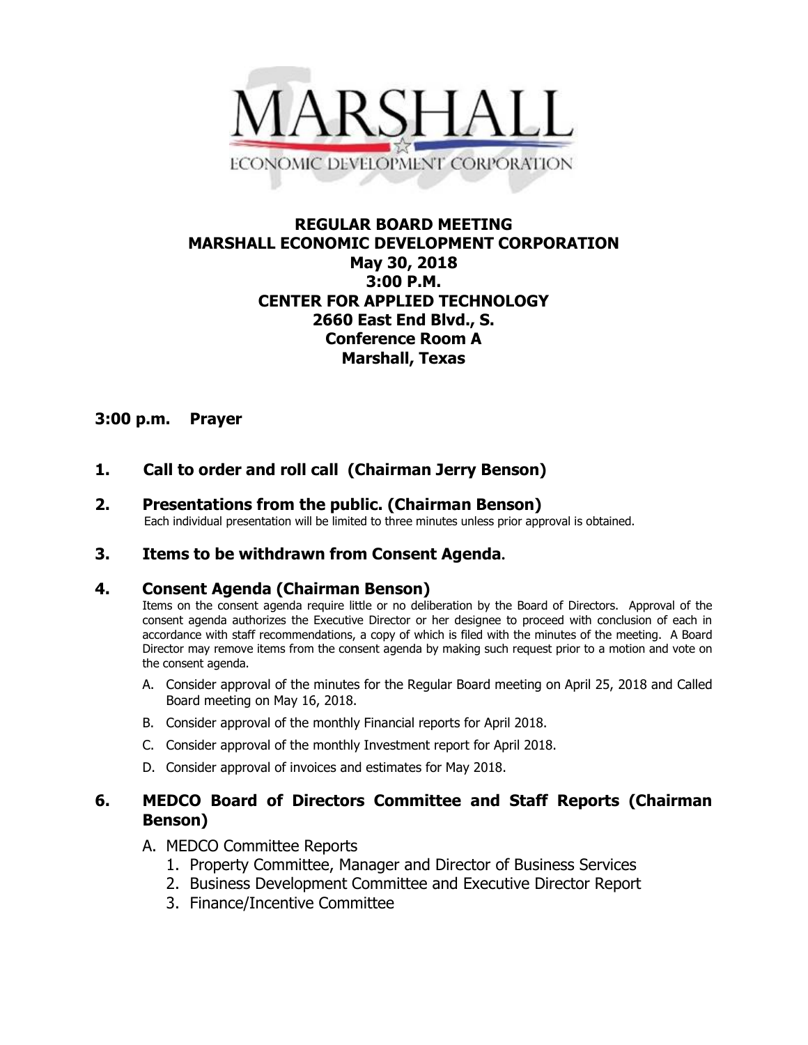MARSHALL

ECONOMIC DEVELOPMENT CORPORATION

# REGULAR BOARD MEETING
# MARSHALL ECONOMIC DEVELOPMENT CORPORATION
## May 30, 2018
## 3:00 P.M.
## CENTER FOR APPLIED TECHNOLOGY
## 2660 East End Blvd., S.
## Conference Room A
## Marshall, Texas

### 3:00 p.m. Prayer

### 1. Call to order and roll call (Chairman Jerry Benson)

### 2. Presentations from the public. (Chairman Benson)

Each individual presentation will be limited to three minutes unless prior approval is obtained.

### 3. Items to be withdrawn from Consent Agenda.

### 4. Consent Agenda (Chairman Benson)

Items on the consent agenda require little or no deliberation by the Board of Directors. Approval of the consent agenda authorizes the Executive Director or her designee to proceed with conclusion of each in accordance with staff recommendations, a copy of which is filed with the minutes of the meeting. A Board Director may remove items from the consent agenda by making such request prior to a motion and vote on the consent agenda.

A. Consider approval of the minutes for the Regular Board meeting on April 25, 2018 and Called Board meeting on May 16, 2018.

B. Consider approval of the monthly Financial reports for April 2018.

C. Consider approval of the monthly Investment report for April 2018.

D. Consider approval of invoices and estimates for May 2018.

### 6. MEDCO Board of Directors Committee and Staff Reports (Chairman Benson)

A. MEDCO Committee Reports
   1. Property Committee, Manager and Director of Business Services
   2. Business Development Committee and Executive Director Report
   3. Finance/Incentive Committee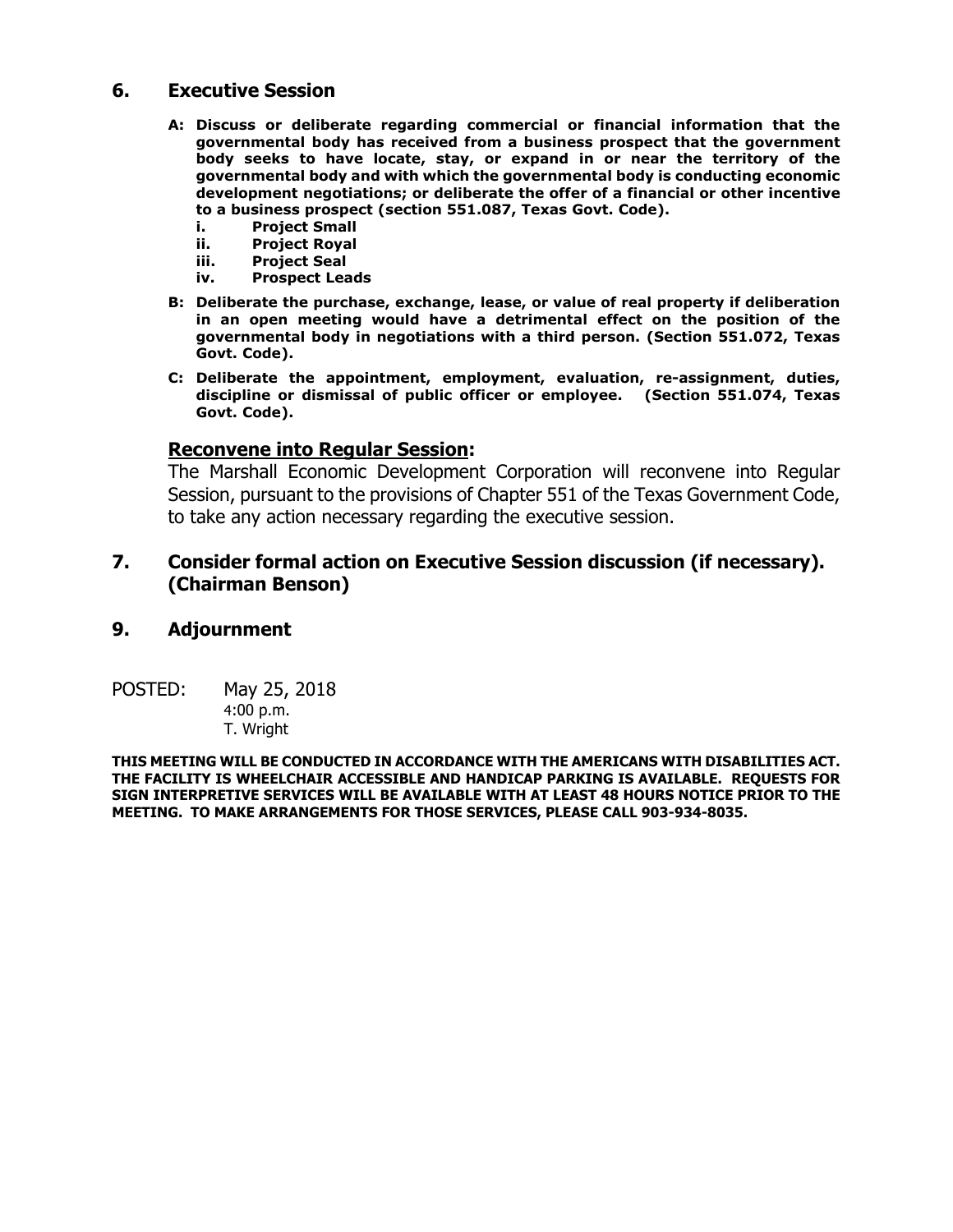## 6. Executive Session

**A: Discuss or deliberate regarding commercial or financial information that the governmental body has received from a business prospect that the government body seeks to have locate, stay, or expand in or near the territory of the governmental body and with which the governmental body is conducting economic development negotiations; or deliberate the offer of a financial or other incentive to a business prospect (section 551.087, Texas Govt. Code).**

- **i. Project Small**
- **ii. Project Royal**
- **iii. Project Seal**
- **iv. Prospect Leads**

**B: Deliberate the purchase, exchange, lease, or value of real property if deliberation in an open meeting would have a detrimental effect on the position of the governmental body in negotiations with a third person. (Section 551.072, Texas Govt. Code).**

**C: Deliberate the appointment, employment, evaluation, re-assignment, duties, discipline or dismissal of public officer or employee. (Section 551.074, Texas Govt. Code).**

### <u>Reconvene into Regular Session</u>:

The Marshall Economic Development Corporation will reconvene into Regular Session, pursuant to the provisions of Chapter 551 of the Texas Government Code, to take any action necessary regarding the executive session.

## 7. Consider formal action on Executive Session discussion (if necessary). (Chairman Benson)

## 9. Adjournment

POSTED: May 25, 2018
4:00 p.m.
T. Wright

**THIS MEETING WILL BE CONDUCTED IN ACCORDANCE WITH THE AMERICANS WITH DISABILITIES ACT. THE FACILITY IS WHEELCHAIR ACCESSIBLE AND HANDICAP PARKING IS AVAILABLE. REQUESTS FOR SIGN INTERPRETIVE SERVICES WILL BE AVAILABLE WITH AT LEAST 48 HOURS NOTICE PRIOR TO THE MEETING. TO MAKE ARRANGEMENTS FOR THOSE SERVICES, PLEASE CALL 903-934-8035.**